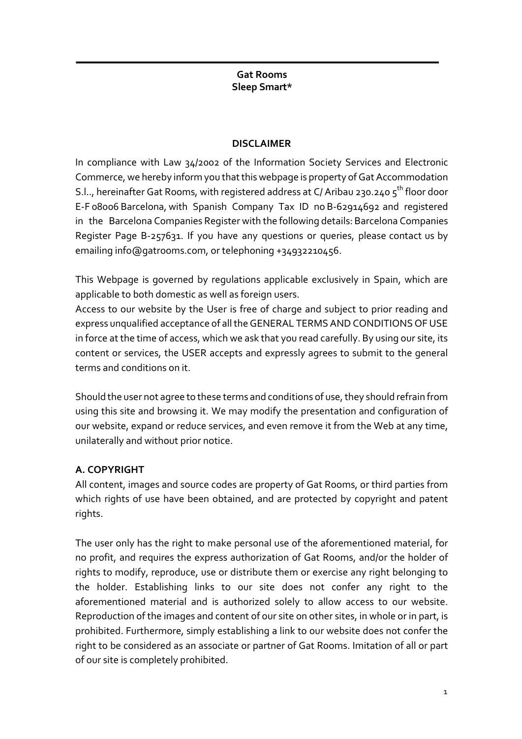**Gat Rooms**
**Sleep Smart***

## DISCLAIMER

In compliance with Law 34/2002 of the Information Society Services and Electronic Commerce, we hereby inform you that this webpage is property of Gat Accommodation S.l.., hereinafter Gat Rooms, with registered address at C/ Aribau 230.240 5th floor door E-F 08006 Barcelona, with Spanish Company Tax ID no B-62914692 and registered in the Barcelona Companies Register with the following details: Barcelona Companies Register Page B-257631. If you have any questions or queries, please contact us by emailing info@gatrooms.com, or telephoning +34932210456.

This Webpage is governed by regulations applicable exclusively in Spain, which are applicable to both domestic as well as foreign users.
Access to our website by the User is free of charge and subject to prior reading and express unqualified acceptance of all the GENERAL TERMS AND CONDITIONS OF USE in force at the time of access, which we ask that you read carefully. By using our site, its content or services, the USER accepts and expressly agrees to submit to the general terms and conditions on it.

Should the user not agree to these terms and conditions of use, they should refrain from using this site and browsing it. We may modify the presentation and configuration of our website, expand or reduce services, and even remove it from the Web at any time, unilaterally and without prior notice.

### A. COPYRIGHT

All content, images and source codes are property of Gat Rooms, or third parties from which rights of use have been obtained, and are protected by copyright and patent rights.

The user only has the right to make personal use of the aforementioned material, for no profit, and requires the express authorization of Gat Rooms, and/or the holder of rights to modify, reproduce, use or distribute them or exercise any right belonging to the holder. Establishing links to our site does not confer any right to the aforementioned material and is authorized solely to allow access to our website. Reproduction of the images and content of our site on other sites, in whole or in part, is prohibited. Furthermore, simply establishing a link to our website does not confer the right to be considered as an associate or partner of Gat Rooms. Imitation of all or part of our site is completely prohibited.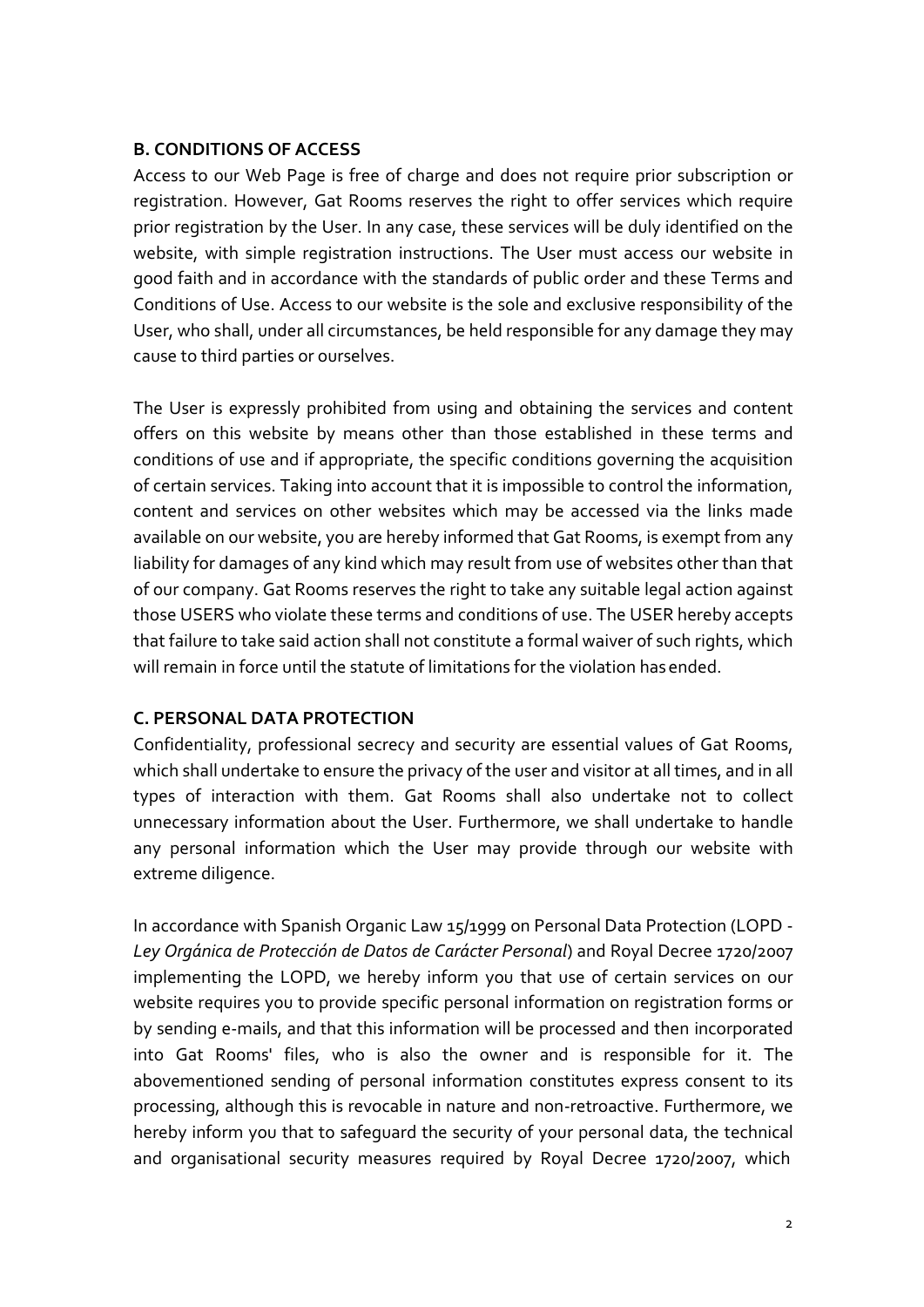## B. CONDITIONS OF ACCESS

Access to our Web Page is free of charge and does not require prior subscription or registration. However, Gat Rooms reserves the right to offer services which require prior registration by the User. In any case, these services will be duly identified on the website, with simple registration instructions. The User must access our website in good faith and in accordance with the standards of public order and these Terms and Conditions of Use. Access to our website is the sole and exclusive responsibility of the User, who shall, under all circumstances, be held responsible for any damage they may cause to third parties or ourselves.

The User is expressly prohibited from using and obtaining the services and content offers on this website by means other than those established in these terms and conditions of use and if appropriate, the specific conditions governing the acquisition of certain services. Taking into account that it is impossible to control the information, content and services on other websites which may be accessed via the links made available on our website, you are hereby informed that Gat Rooms, is exempt from any liability for damages of any kind which may result from use of websites other than that of our company. Gat Rooms reserves the right to take any suitable legal action against those USERS who violate these terms and conditions of use. The USER hereby accepts that failure to take said action shall not constitute a formal waiver of such rights, which will remain in force until the statute of limitations for the violation has ended.

## C. PERSONAL DATA PROTECTION

Confidentiality, professional secrecy and security are essential values of Gat Rooms, which shall undertake to ensure the privacy of the user and visitor at all times, and in all types of interaction with them. Gat Rooms shall also undertake not to collect unnecessary information about the User. Furthermore, we shall undertake to handle any personal information which the User may provide through our website with extreme diligence.

In accordance with Spanish Organic Law 15/1999 on Personal Data Protection (LOPD - *Ley Orgánica de Protección de Datos de Carácter Personal*) and Royal Decree 1720/2007 implementing the LOPD, we hereby inform you that use of certain services on our website requires you to provide specific personal information on registration forms or by sending e-mails, and that this information will be processed and then incorporated into Gat Rooms' files, who is also the owner and is responsible for it. The abovementioned sending of personal information constitutes express consent to its processing, although this is revocable in nature and non-retroactive. Furthermore, we hereby inform you that to safeguard the security of your personal data, the technical and organisational security measures required by Royal Decree 1720/2007, which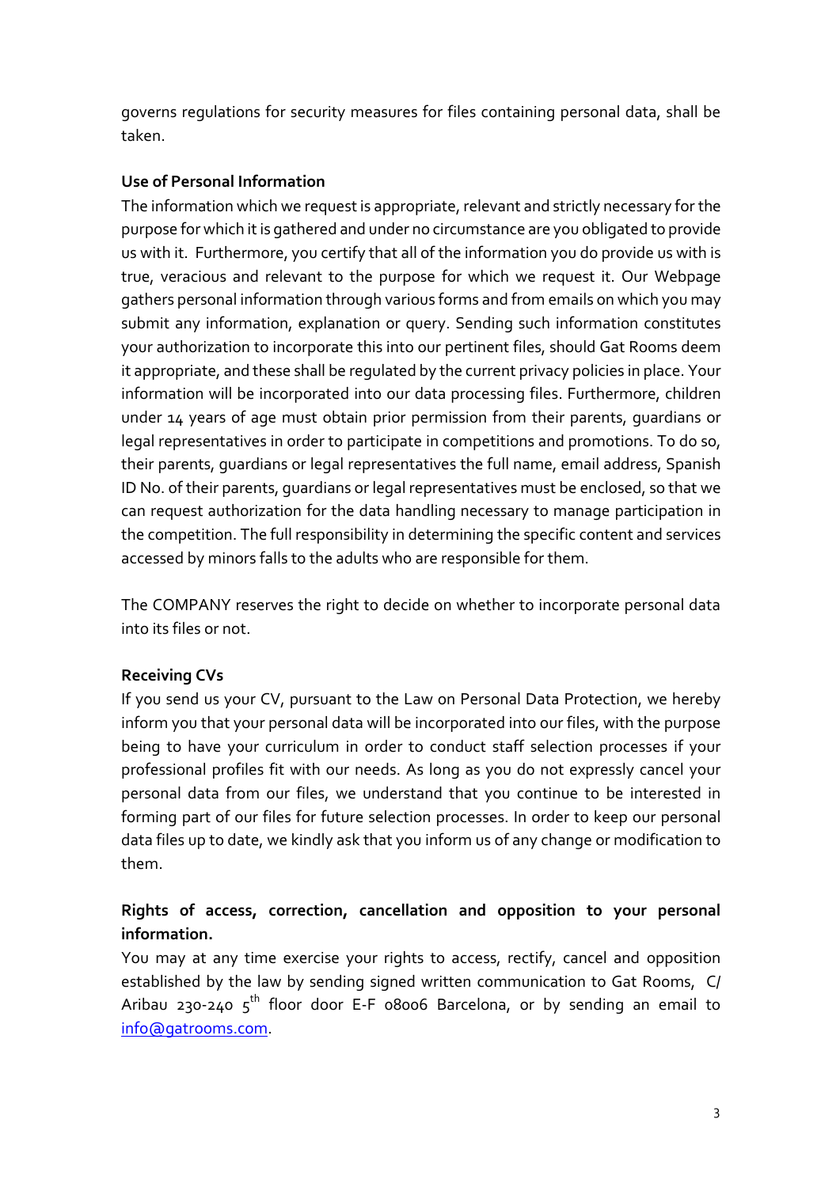governs regulations for security measures for files containing personal data, shall be taken.

**Use of Personal Information**

The information which we request is appropriate, relevant and strictly necessary for the purpose for which it is gathered and under no circumstance are you obligated to provide us with it. Furthermore, you certify that all of the information you do provide us with is true, veracious and relevant to the purpose for which we request it. Our Webpage gathers personal information through various forms and from emails on which you may submit any information, explanation or query. Sending such information constitutes your authorization to incorporate this into our pertinent files, should Gat Rooms deem it appropriate, and these shall be regulated by the current privacy policies in place. Your information will be incorporated into our data processing files. Furthermore, children under 14 years of age must obtain prior permission from their parents, guardians or legal representatives in order to participate in competitions and promotions. To do so, their parents, guardians or legal representatives the full name, email address, Spanish ID No. of their parents, guardians or legal representatives must be enclosed, so that we can request authorization for the data handling necessary to manage participation in the competition. The full responsibility in determining the specific content and services accessed by minors falls to the adults who are responsible for them.

The COMPANY reserves the right to decide on whether to incorporate personal data into its files or not.

**Receiving CVs**

If you send us your CV, pursuant to the Law on Personal Data Protection, we hereby inform you that your personal data will be incorporated into our files, with the purpose being to have your curriculum in order to conduct staff selection processes if your professional profiles fit with our needs. As long as you do not expressly cancel your personal data from our files, we understand that you continue to be interested in forming part of our files for future selection processes. In order to keep our personal data files up to date, we kindly ask that you inform us of any change or modification to them.

**Rights of access, correction, cancellation and opposition to your personal information.**

You may at any time exercise your rights to access, rectify, cancel and opposition established by the law by sending signed written communication to Gat Rooms, C/ Aribau 230-240 5th floor door E-F 08006 Barcelona, or by sending an email to info@gatrooms.com.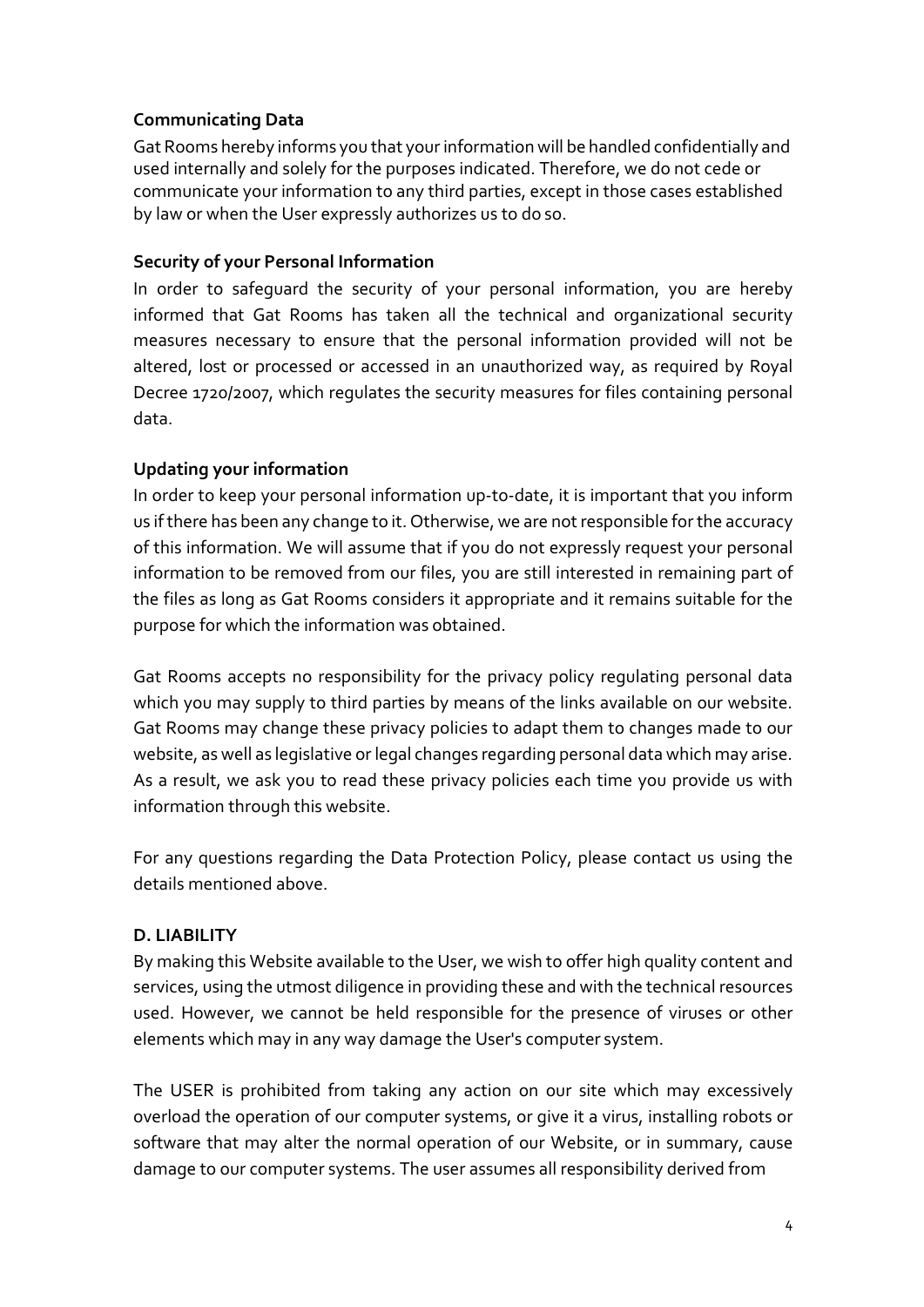**Communicating Data**

Gat Rooms hereby informs you that your information will be handled confidentially and used internally and solely for the purposes indicated. Therefore, we do not cede or communicate your information to any third parties, except in those cases established by law or when the User expressly authorizes us to do so.

**Security of your Personal Information**

In order to safeguard the security of your personal information, you are hereby informed that Gat Rooms has taken all the technical and organizational security measures necessary to ensure that the personal information provided will not be altered, lost or processed or accessed in an unauthorized way, as required by Royal Decree 1720/2007, which regulates the security measures for files containing personal data.

**Updating your information**

In order to keep your personal information up-to-date, it is important that you inform us if there has been any change to it. Otherwise, we are not responsible for the accuracy of this information. We will assume that if you do not expressly request your personal information to be removed from our files, you are still interested in remaining part of the files as long as Gat Rooms considers it appropriate and it remains suitable for the purpose for which the information was obtained.

Gat Rooms accepts no responsibility for the privacy policy regulating personal data which you may supply to third parties by means of the links available on our website. Gat Rooms may change these privacy policies to adapt them to changes made to our website, as well as legislative or legal changes regarding personal data which may arise. As a result, we ask you to read these privacy policies each time you provide us with information through this website.

For any questions regarding the Data Protection Policy, please contact us using the details mentioned above.

**D. LIABILITY**

By making this Website available to the User, we wish to offer high quality content and services, using the utmost diligence in providing these and with the technical resources used. However, we cannot be held responsible for the presence of viruses or other elements which may in any way damage the User's computer system.

The USER is prohibited from taking any action on our site which may excessively overload the operation of our computer systems, or give it a virus, installing robots or software that may alter the normal operation of our Website, or in summary, cause damage to our computer systems. The user assumes all responsibility derived from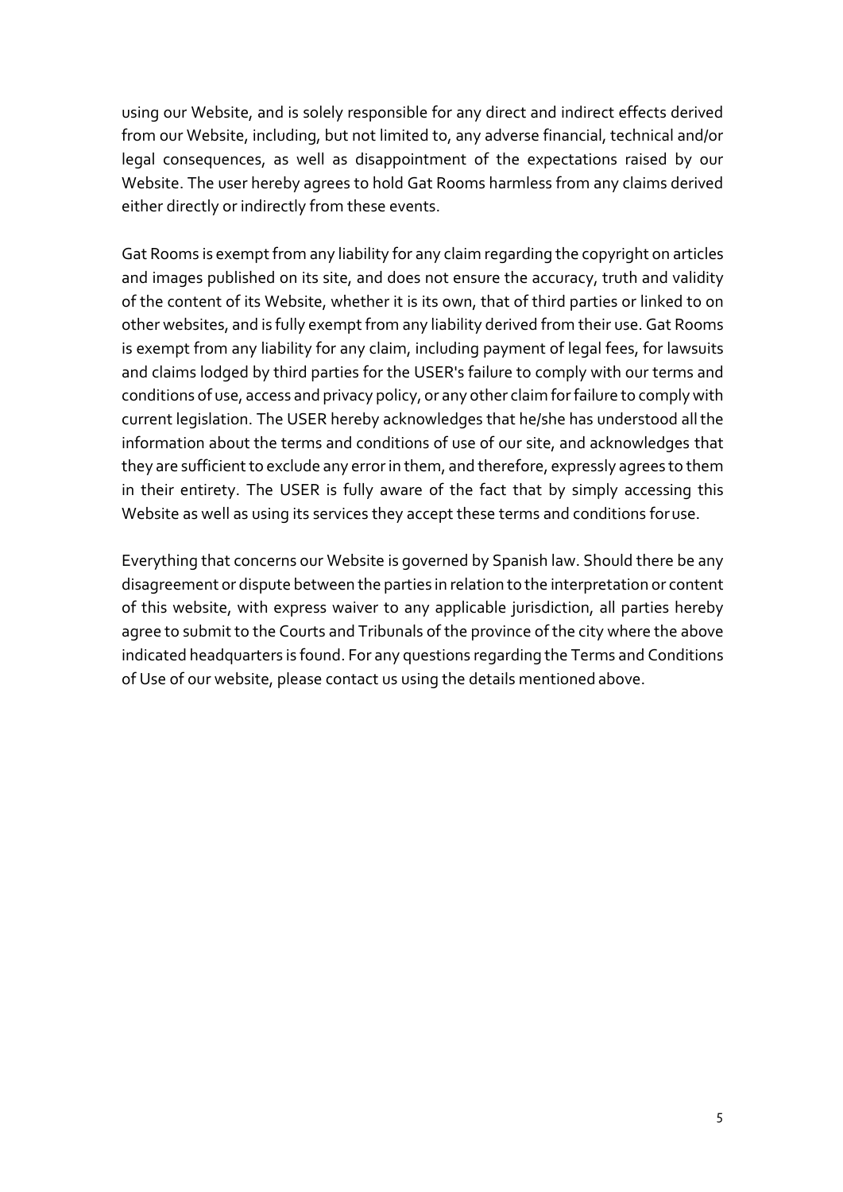using our Website, and is solely responsible for any direct and indirect effects derived from our Website, including, but not limited to, any adverse financial, technical and/or legal consequences, as well as disappointment of the expectations raised by our Website. The user hereby agrees to hold Gat Rooms harmless from any claims derived either directly or indirectly from these events.

Gat Rooms is exempt from any liability for any claim regarding the copyright on articles and images published on its site, and does not ensure the accuracy, truth and validity of the content of its Website, whether it is its own, that of third parties or linked to on other websites, and is fully exempt from any liability derived from their use. Gat Rooms is exempt from any liability for any claim, including payment of legal fees, for lawsuits and claims lodged by third parties for the USER's failure to comply with our terms and conditions of use, access and privacy policy, or any other claim for failure to comply with current legislation. The USER hereby acknowledges that he/she has understood all the information about the terms and conditions of use of our site, and acknowledges that they are sufficient to exclude any error in them, and therefore, expressly agrees to them in their entirety. The USER is fully aware of the fact that by simply accessing this Website as well as using its services they accept these terms and conditions for use.

Everything that concerns our Website is governed by Spanish law. Should there be any disagreement or dispute between the parties in relation to the interpretation or content of this website, with express waiver to any applicable jurisdiction, all parties hereby agree to submit to the Courts and Tribunals of the province of the city where the above indicated headquarters is found. For any questions regarding the Terms and Conditions of Use of our website, please contact us using the details mentioned above.